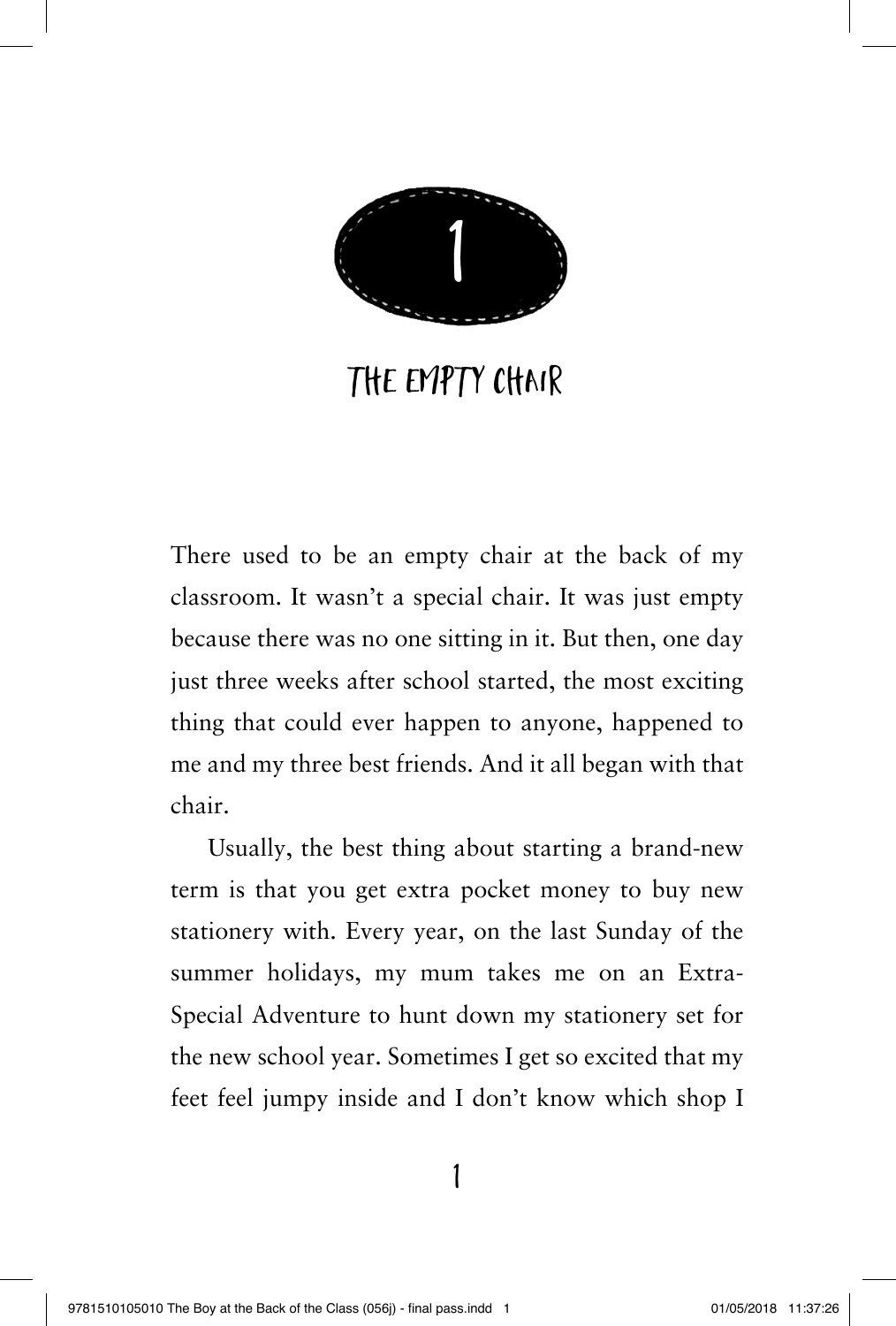# 1

## THE EMPTY CHAIR

There used to be an empty chair at the back of my classroom. It wasn't a special chair. It was just empty because there was no one sitting in it. But then, one day just three weeks after school started, the most exciting thing that could ever happen to anyone, happened to me and my three best friends. And it all began with that chair.

Usually, the best thing about starting a brand-new term is that you get extra pocket money to buy new stationery with. Every year, on the last Sunday of the summer holidays, my mum takes me on an Extra-Special Adventure to hunt down my stationery set for the new school year. Sometimes I get so excited that my feet feel jumpy inside and I don't know which shop I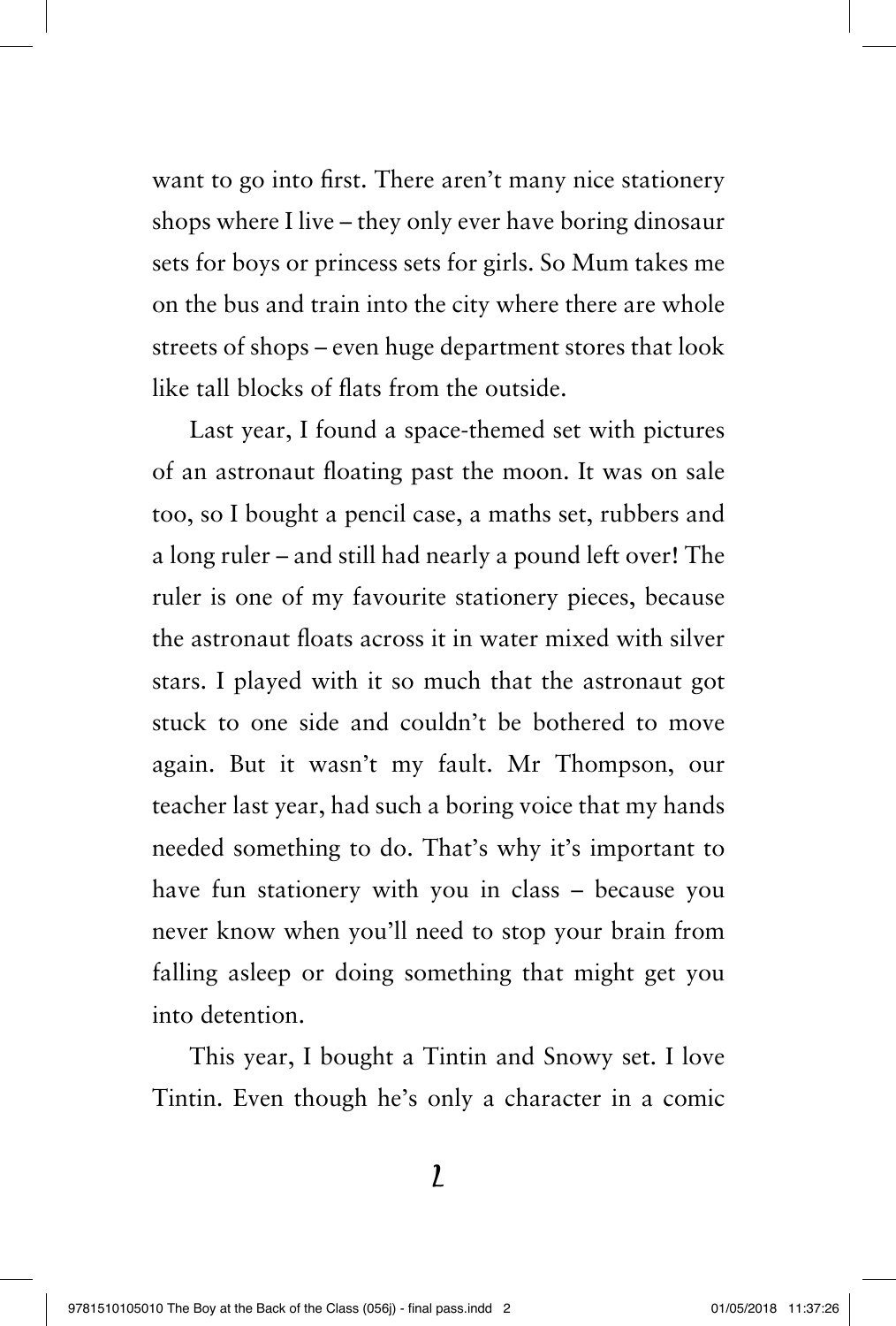want to go into first. There aren't many nice stationery shops where I live – they only ever have boring dinosaur sets for boys or princess sets for girls. So Mum takes me on the bus and train into the city where there are whole streets of shops – even huge department stores that look like tall blocks of flats from the outside.

Last year, I found a space-themed set with pictures of an astronaut floating past the moon. It was on sale too, so I bought a pencil case, a maths set, rubbers and a long ruler – and still had nearly a pound left over! The ruler is one of my favourite stationery pieces, because the astronaut floats across it in water mixed with silver stars. I played with it so much that the astronaut got stuck to one side and couldn't be bothered to move again. But it wasn't my fault. Mr Thompson, our teacher last year, had such a boring voice that my hands needed something to do. That's why it's important to have fun stationery with you in class – because you never know when you'll need to stop your brain from falling asleep or doing something that might get you into detention.

This year, I bought a Tintin and Snowy set. I love Tintin. Even though he's only a character in a comic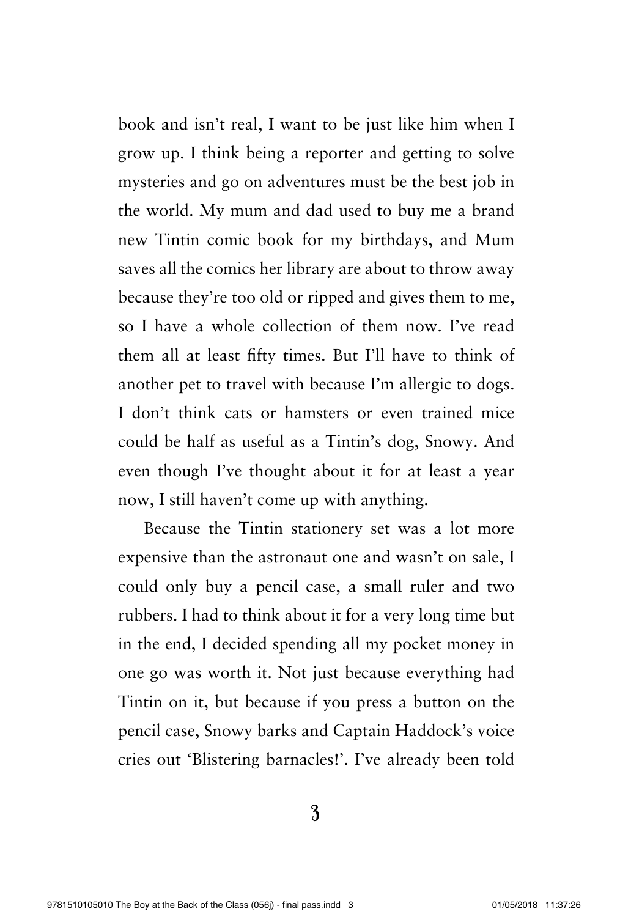book and isn't real, I want to be just like him when I grow up. I think being a reporter and getting to solve mysteries and go on adventures must be the best job in the world. My mum and dad used to buy me a brand new Tintin comic book for my birthdays, and Mum saves all the comics her library are about to throw away because they're too old or ripped and gives them to me, so I have a whole collection of them now. I've read them all at least fifty times. But I'll have to think of another pet to travel with because I'm allergic to dogs. I don't think cats or hamsters or even trained mice could be half as useful as a Tintin's dog, Snowy. And even though I've thought about it for at least a year now, I still haven't come up with anything.

Because the Tintin stationery set was a lot more expensive than the astronaut one and wasn't on sale, I could only buy a pencil case, a small ruler and two rubbers. I had to think about it for a very long time but in the end, I decided spending all my pocket money in one go was worth it. Not just because everything had Tintin on it, but because if you press a button on the pencil case, Snowy barks and Captain Haddock's voice cries out 'Blistering barnacles!'. I've already been told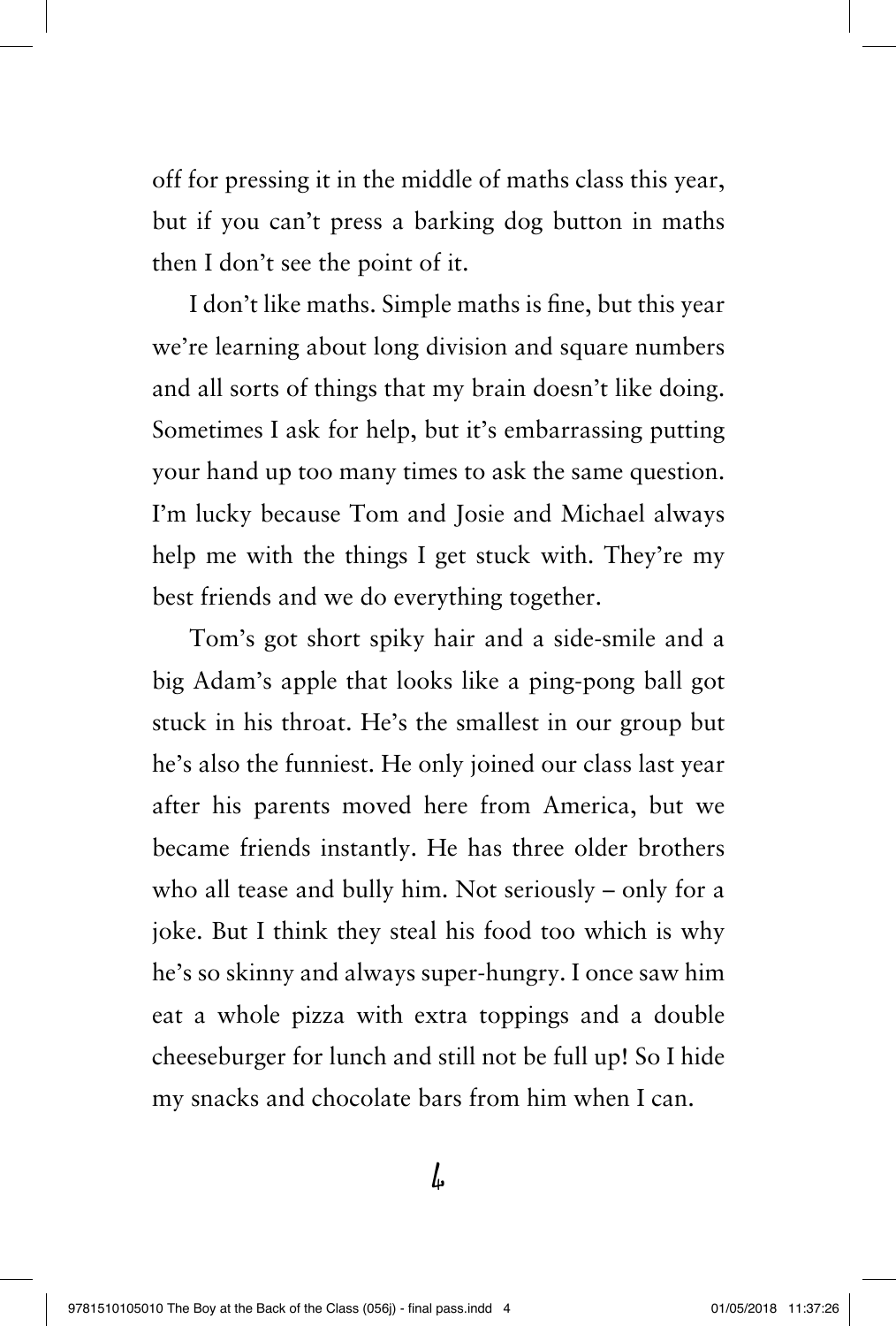off for pressing it in the middle of maths class this year, but if you can't press a barking dog button in maths then I don't see the point of it.

I don't like maths. Simple maths is fine, but this year we're learning about long division and square numbers and all sorts of things that my brain doesn't like doing. Sometimes I ask for help, but it's embarrassing putting your hand up too many times to ask the same question. I'm lucky because Tom and Josie and Michael always help me with the things I get stuck with. They're my best friends and we do everything together.

Tom's got short spiky hair and a side-smile and a big Adam's apple that looks like a ping-pong ball got stuck in his throat. He's the smallest in our group but he's also the funniest. He only joined our class last year after his parents moved here from America, but we became friends instantly. He has three older brothers who all tease and bully him. Not seriously – only for a joke. But I think they steal his food too which is why he's so skinny and always super-hungry. I once saw him eat a whole pizza with extra toppings and a double cheeseburger for lunch and still not be full up! So I hide my snacks and chocolate bars from him when I can.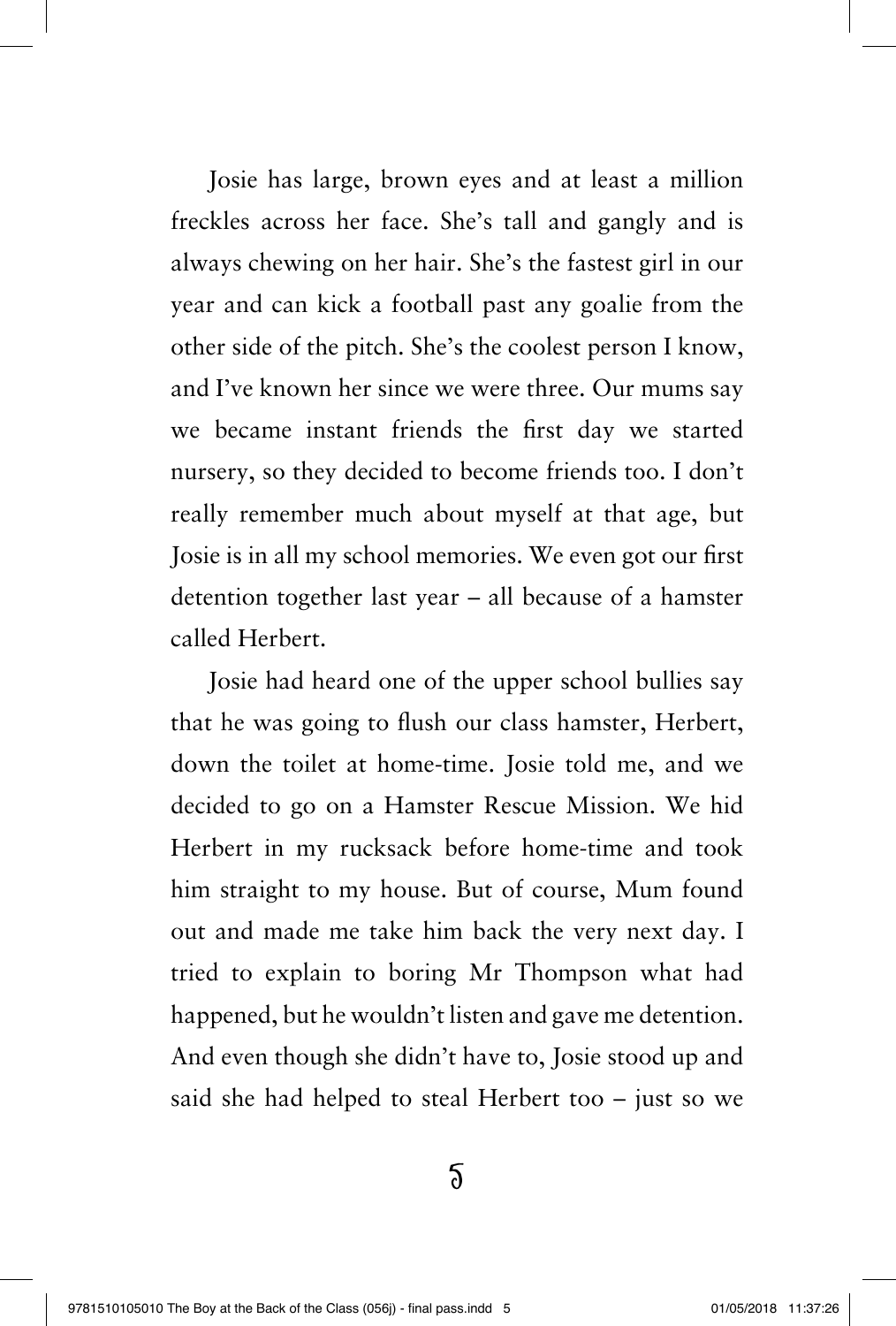Josie has large, brown eyes and at least a million freckles across her face. She's tall and gangly and is always chewing on her hair. She's the fastest girl in our year and can kick a football past any goalie from the other side of the pitch. She's the coolest person I know, and I've known her since we were three. Our mums say we became instant friends the first day we started nursery, so they decided to become friends too. I don't really remember much about myself at that age, but Josie is in all my school memories. We even got our first detention together last year – all because of a hamster called Herbert.

Josie had heard one of the upper school bullies say that he was going to flush our class hamster, Herbert, down the toilet at home-time. Josie told me, and we decided to go on a Hamster Rescue Mission. We hid Herbert in my rucksack before home-time and took him straight to my house. But of course, Mum found out and made me take him back the very next day. I tried to explain to boring Mr Thompson what had happened, but he wouldn't listen and gave me detention. And even though she didn't have to, Josie stood up and said she had helped to steal Herbert too – just so we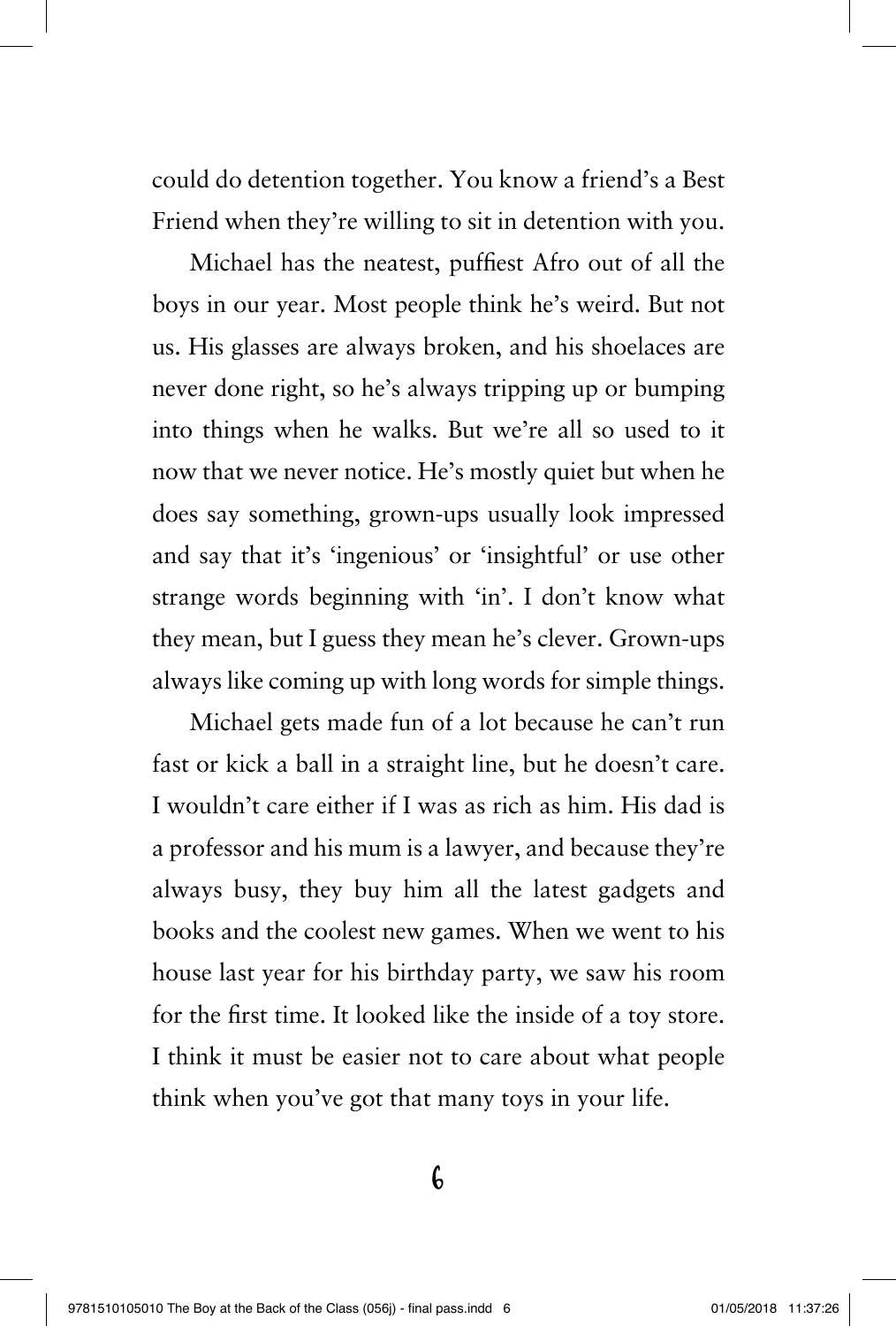could do detention together. You know a friend's a Best Friend when they're willing to sit in detention with you.

Michael has the neatest, puffiest Afro out of all the boys in our year. Most people think he's weird. But not us. His glasses are always broken, and his shoelaces are never done right, so he's always tripping up or bumping into things when he walks. But we're all so used to it now that we never notice. He's mostly quiet but when he does say something, grown-ups usually look impressed and say that it's 'ingenious' or 'insightful' or use other strange words beginning with 'in'. I don't know what they mean, but I guess they mean he's clever. Grown-ups always like coming up with long words for simple things.

Michael gets made fun of a lot because he can't run fast or kick a ball in a straight line, but he doesn't care. I wouldn't care either if I was as rich as him. His dad is a professor and his mum is a lawyer, and because they're always busy, they buy him all the latest gadgets and books and the coolest new games. When we went to his house last year for his birthday party, we saw his room for the first time. It looked like the inside of a toy store. I think it must be easier not to care about what people think when you've got that many toys in your life.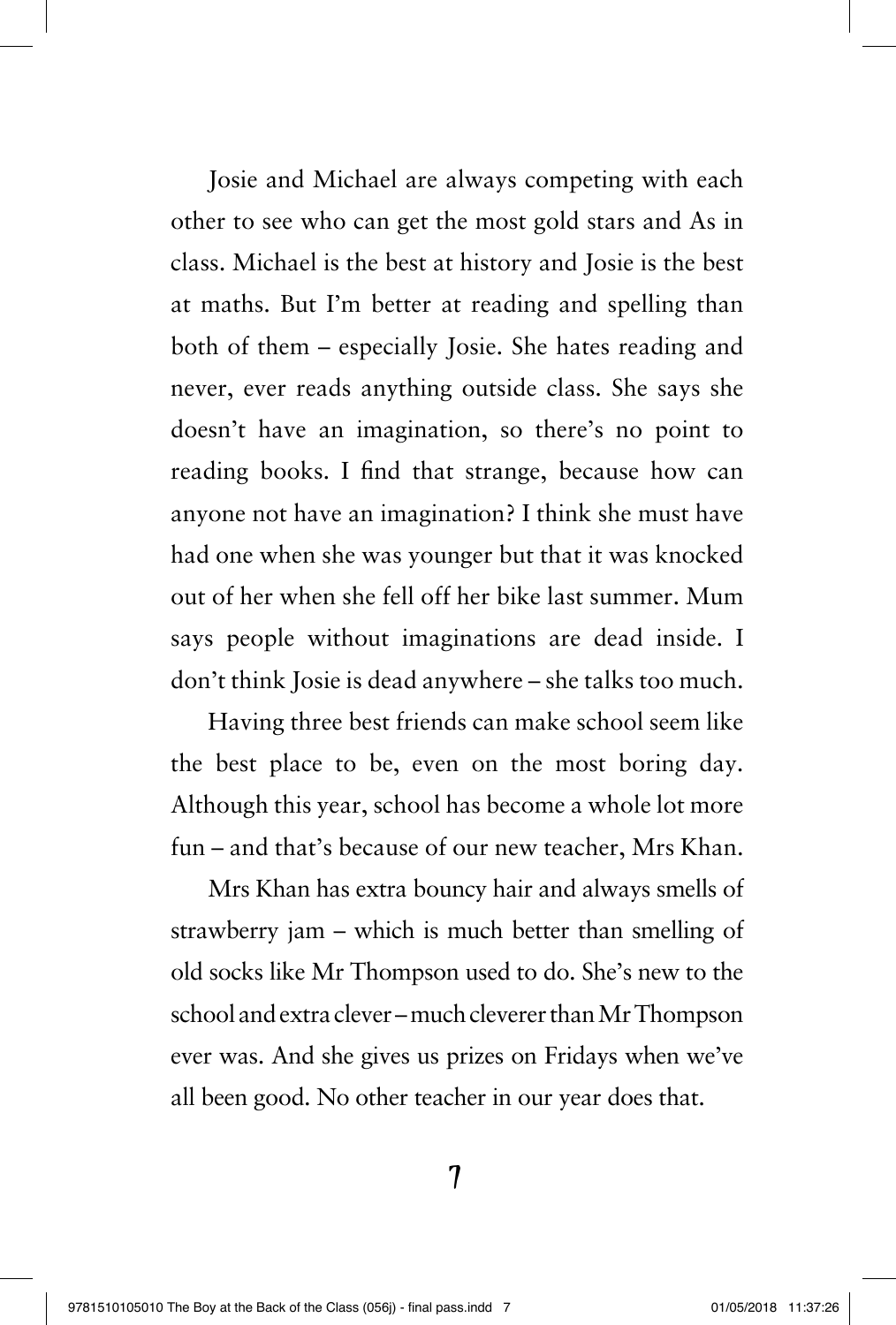Josie and Michael are always competing with each other to see who can get the most gold stars and As in class. Michael is the best at history and Josie is the best at maths. But I'm better at reading and spelling than both of them – especially Josie. She hates reading and never, ever reads anything outside class. She says she doesn't have an imagination, so there's no point to reading books. I find that strange, because how can anyone not have an imagination? I think she must have had one when she was younger but that it was knocked out of her when she fell off her bike last summer. Mum says people without imaginations are dead inside. I don't think Josie is dead anywhere – she talks too much.

Having three best friends can make school seem like the best place to be, even on the most boring day. Although this year, school has become a whole lot more fun – and that's because of our new teacher, Mrs Khan.

Mrs Khan has extra bouncy hair and always smells of strawberry jam – which is much better than smelling of old socks like Mr Thompson used to do. She's new to the school and extra clever – much cleverer than Mr Thompson ever was. And she gives us prizes on Fridays when we've all been good. No other teacher in our year does that.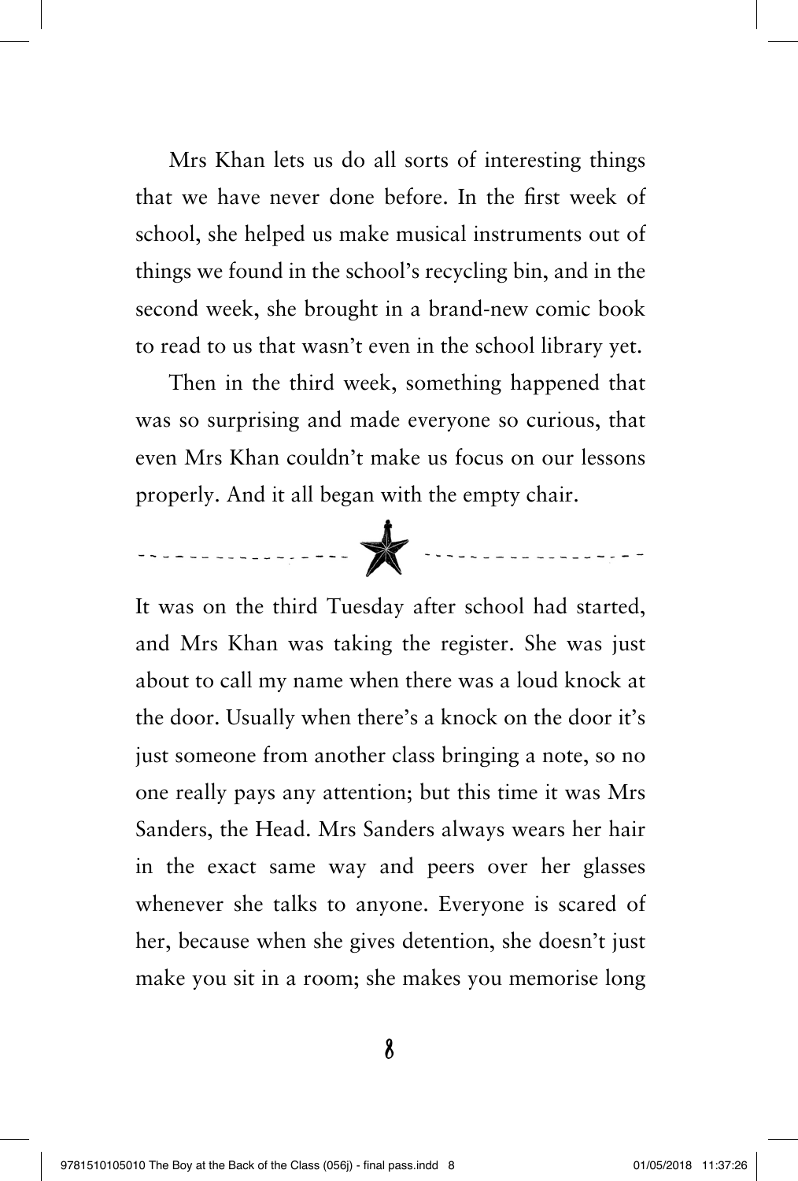Mrs Khan lets us do all sorts of interesting things that we have never done before. In the first week of school, she helped us make musical instruments out of things we found in the school's recycling bin, and in the second week, she brought in a brand-new comic book to read to us that wasn't even in the school library yet.

Then in the third week, something happened that was so surprising and made everyone so curious, that even Mrs Khan couldn't make us focus on our lessons properly. And it all began with the empty chair.

---

It was on the third Tuesday after school had started, and Mrs Khan was taking the register. She was just about to call my name when there was a loud knock at the door. Usually when there's a knock on the door it's just someone from another class bringing a note, so no one really pays any attention; but this time it was Mrs Sanders, the Head. Mrs Sanders always wears her hair in the exact same way and peers over her glasses whenever she talks to anyone. Everyone is scared of her, because when she gives detention, she doesn't just make you sit in a room; she makes you memorise long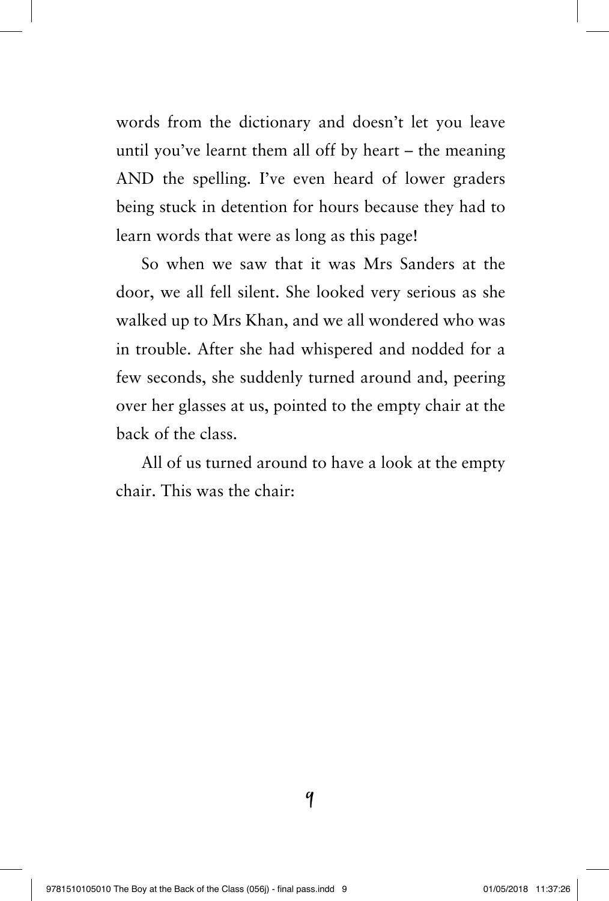words from the dictionary and doesn't let you leave until you've learnt them all off by heart – the meaning AND the spelling. I've even heard of lower graders being stuck in detention for hours because they had to learn words that were as long as this page!

So when we saw that it was Mrs Sanders at the door, we all fell silent. She looked very serious as she walked up to Mrs Khan, and we all wondered who was in trouble. After she had whispered and nodded for a few seconds, she suddenly turned around and, peering over her glasses at us, pointed to the empty chair at the back of the class.

All of us turned around to have a look at the empty chair. This was the chair: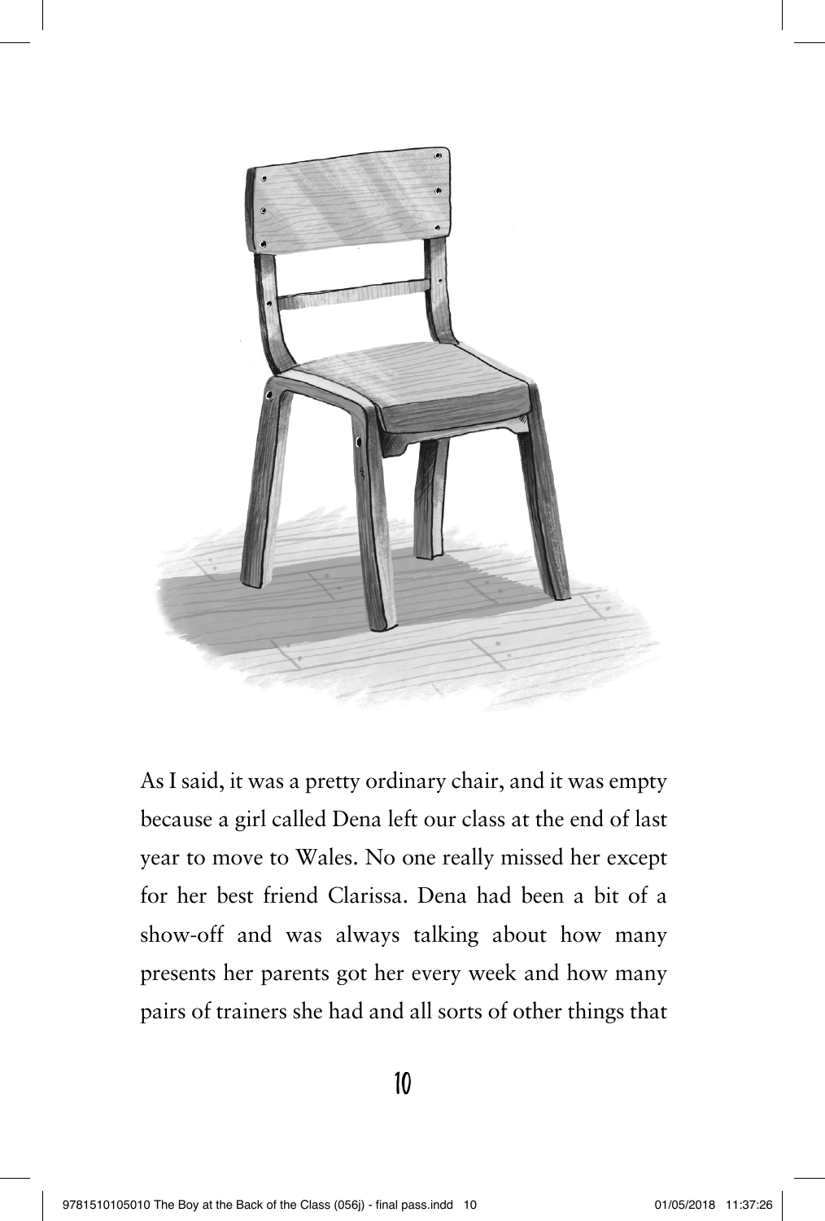As I said, it was a pretty ordinary chair, and it was empty because a girl called Dena left our class at the end of last year to move to Wales. No one really missed her except for her best friend Clarissa. Dena had been a bit of a show-off and was always talking about how many presents her parents got her every week and how many pairs of trainers she had and all sorts of other things that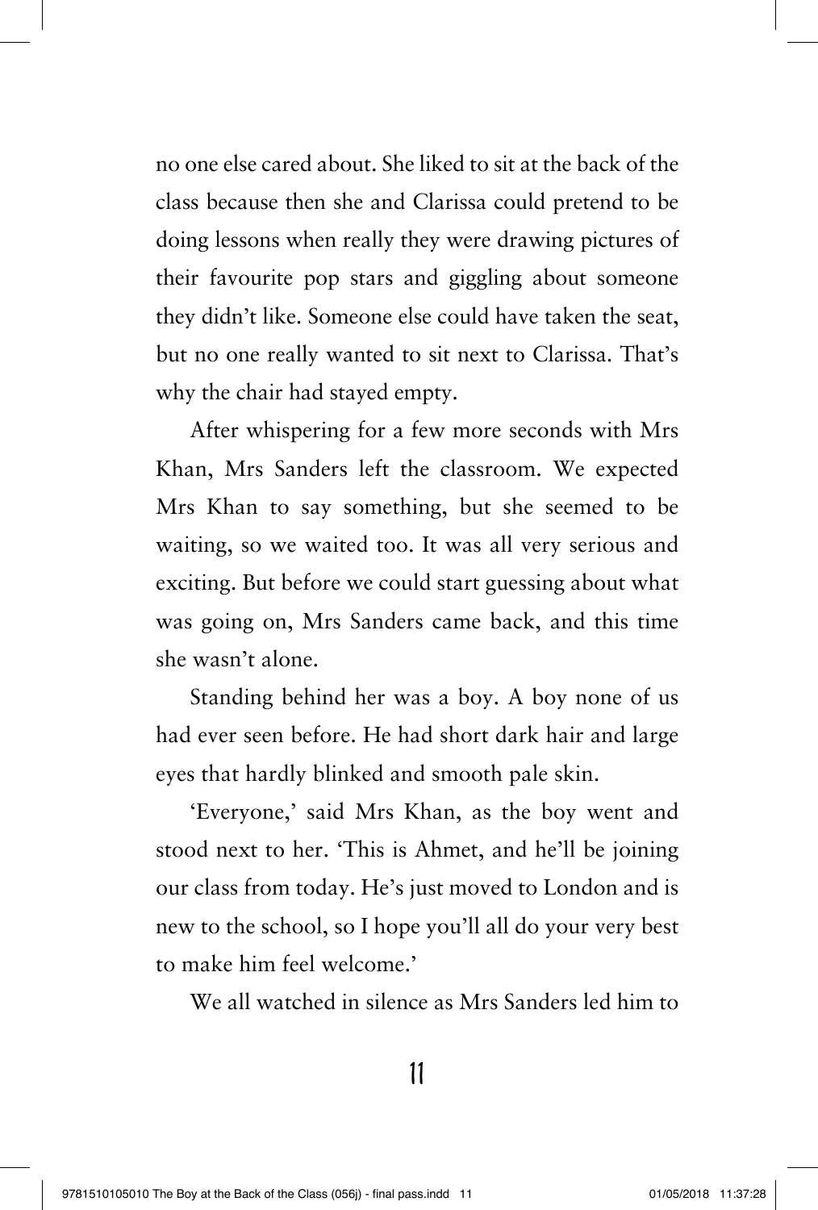no one else cared about. She liked to sit at the back of the class because then she and Clarissa could pretend to be doing lessons when really they were drawing pictures of their favourite pop stars and giggling about someone they didn't like. Someone else could have taken the seat, but no one really wanted to sit next to Clarissa. That's why the chair had stayed empty.

After whispering for a few more seconds with Mrs Khan, Mrs Sanders left the classroom. We expected Mrs Khan to say something, but she seemed to be waiting, so we waited too. It was all very serious and exciting. But before we could start guessing about what was going on, Mrs Sanders came back, and this time she wasn't alone.

Standing behind her was a boy. A boy none of us had ever seen before. He had short dark hair and large eyes that hardly blinked and smooth pale skin.

'Everyone,' said Mrs Khan, as the boy went and stood next to her. 'This is Ahmet, and he'll be joining our class from today. He's just moved to London and is new to the school, so I hope you'll all do your very best to make him feel welcome.'

We all watched in silence as Mrs Sanders led him to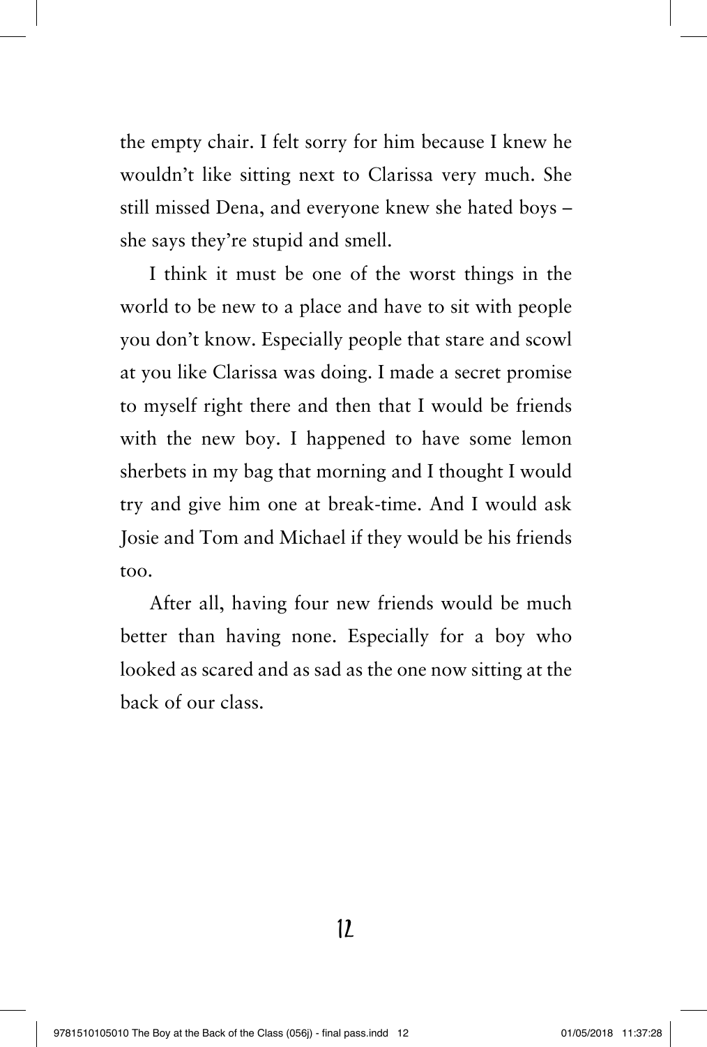the empty chair. I felt sorry for him because I knew he wouldn't like sitting next to Clarissa very much. She still missed Dena, and everyone knew she hated boys – she says they're stupid and smell.

I think it must be one of the worst things in the world to be new to a place and have to sit with people you don't know. Especially people that stare and scowl at you like Clarissa was doing. I made a secret promise to myself right there and then that I would be friends with the new boy. I happened to have some lemon sherbets in my bag that morning and I thought I would try and give him one at break-time. And I would ask Josie and Tom and Michael if they would be his friends too.

After all, having four new friends would be much better than having none. Especially for a boy who looked as scared and as sad as the one now sitting at the back of our class.